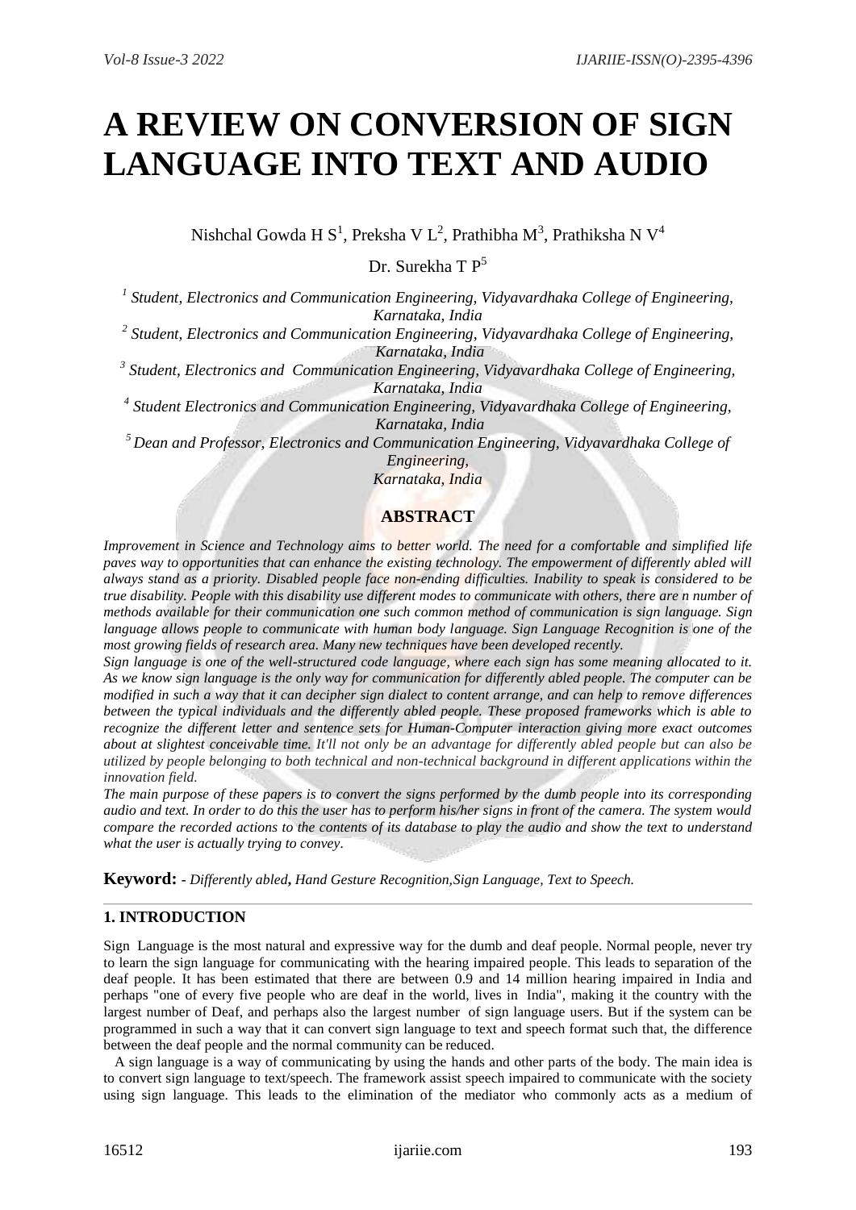# A REVIEW ON CONVERSION OF SIGN LANGUAGE INTO TEXT AND AUDIO

Nishchal Gowda H S[1], Preksha V L[2], Prathibha M[3], Prathiksha N V[4]

Dr. Surekha T P[5]

[1] *Student, Electronics and Communication Engineering, Vidyavardhaka College of Engineering, Karnataka, India*

[2] *Student, Electronics and Communication Engineering, Vidyavardhaka College of Engineering, Karnataka, India*

[3] *Student, Electronics and Communication Engineering, Vidyavardhaka College of Engineering, Karnataka, India*

[4] *Student Electronics and Communication Engineering, Vidyavardhaka College of Engineering, Karnataka, India*

[5] *Dean and Professor, Electronics and Communication Engineering, Vidyavardhaka College of Engineering, Karnataka, India*

## ABSTRACT

*Improvement in Science and Technology aims to better world. The need for a comfortable and simplified life paves way to opportunities that can enhance the existing technology. The empowerment of differently abled will always stand as a priority. Disabled people face non-ending difficulties. Inability to speak is considered to be true disability. People with this disability use different modes to communicate with others, there are n number of methods available for their communication one such common method of communication is sign language. Sign language allows people to communicate with human body language. Sign Language Recognition is one of the most growing fields of research area. Many new techniques have been developed recently.*

*Sign language is one of the well-structured code language, where each sign has some meaning allocated to it. As we know sign language is the only way for communication for differently abled people. The computer can be modified in such a way that it can decipher sign dialect to content arrange, and can help to remove differences between the typical individuals and the differently abled people. These proposed frameworks which is able to recognize the different letter and sentence sets for Human-Computer interaction giving more exact outcomes about at slightest conceivable time. It'll not only be an advantage for differently abled people but can also be utilized by people belonging to both technical and non-technical background in different applications within the innovation field.*

*The main purpose of these papers is to convert the signs performed by the dumb people into its corresponding audio and text. In order to do this the user has to perform his/her signs in front of the camera. The system would compare the recorded actions to the contents of its database to play the audio and show the text to understand what the user is actually trying to convey.*

**Keyword:** - *Differently abled, Hand Gesture Recognition,Sign Language, Text to Speech.*

## 1. INTRODUCTION

Sign Language is the most natural and expressive way for the dumb and deaf people. Normal people, never try to learn the sign language for communicating with the hearing impaired people. This leads to separation of the deaf people. It has been estimated that there are between 0.9 and 14 million hearing impaired in India and perhaps "one of every five people who are deaf in the world, lives in India", making it the country with the largest number of Deaf, and perhaps also the largest number of sign language users. But if the system can be programmed in such a way that it can convert sign language to text and speech format such that, the difference between the deaf people and the normal community can be reduced.

A sign language is a way of communicating by using the hands and other parts of the body. The main idea is to convert sign language to text/speech. The framework assist speech impaired to communicate with the society using sign language. This leads to the elimination of the mediator who commonly acts as a medium of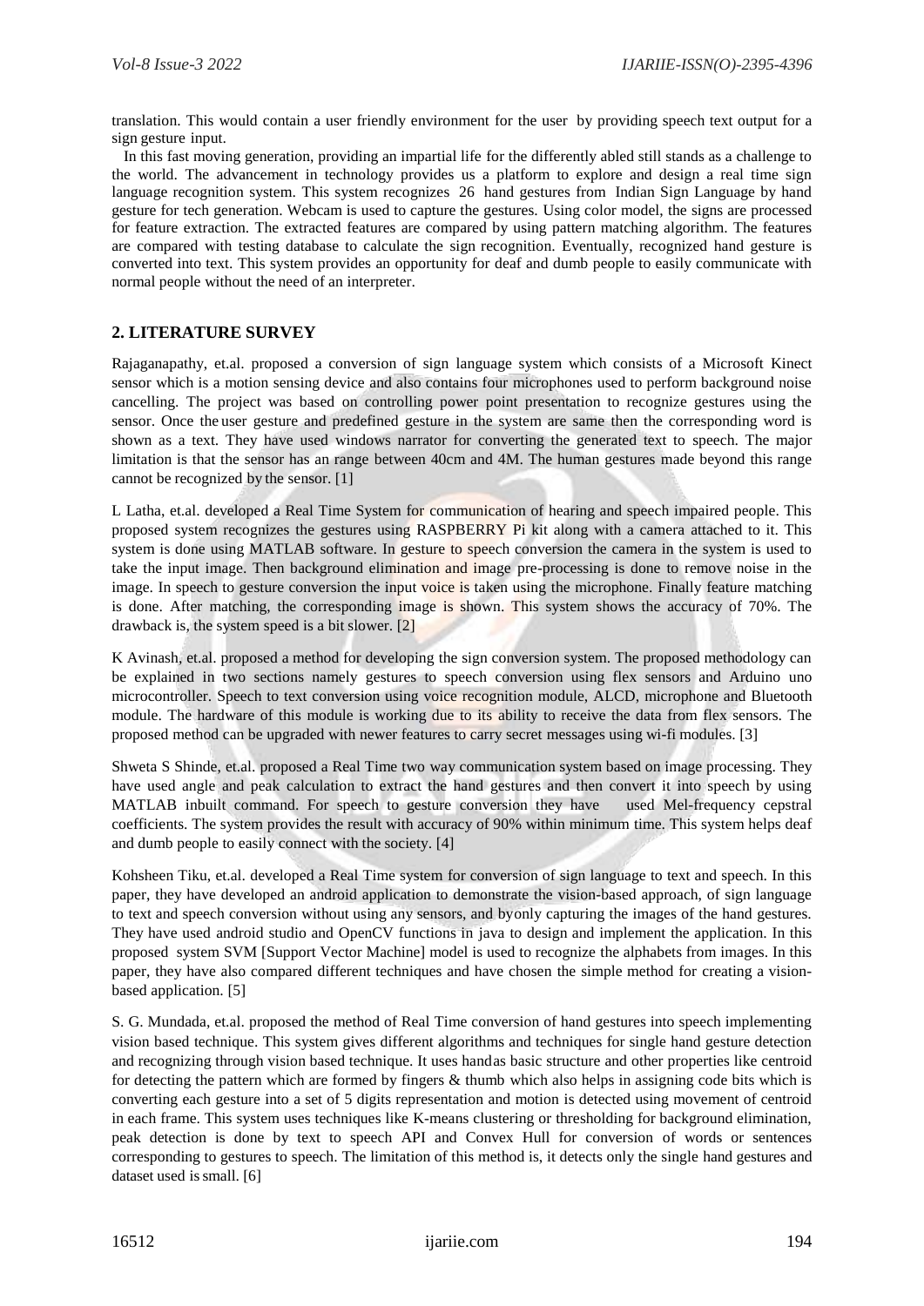translation. This would contain a user friendly environment for the user by providing speech text output for a sign gesture input.

In this fast moving generation, providing an impartial life for the differently abled still stands as a challenge to the world. The advancement in technology provides us a platform to explore and design a real time sign language recognition system. This system recognizes 26 hand gestures from Indian Sign Language by hand gesture for tech generation. Webcam is used to capture the gestures. Using color model, the signs are processed for feature extraction. The extracted features are compared by using pattern matching algorithm. The features are compared with testing database to calculate the sign recognition. Eventually, recognized hand gesture is converted into text. This system provides an opportunity for deaf and dumb people to easily communicate with normal people without the need of an interpreter.

## 2. LITERATURE SURVEY

Rajaganapathy, et.al. proposed a conversion of sign language system which consists of a Microsoft Kinect sensor which is a motion sensing device and also contains four microphones used to perform background noise cancelling. The project was based on controlling power point presentation to recognize gestures using the sensor. Once the user gesture and predefined gesture in the system are same then the corresponding word is shown as a text. They have used windows narrator for converting the generated text to speech. The major limitation is that the sensor has an range between 40cm and 4M. The human gestures made beyond this range cannot be recognized by the sensor. [1]

L Latha, et.al. developed a Real Time System for communication of hearing and speech impaired people. This proposed system recognizes the gestures using RASPBERRY Pi kit along with a camera attached to it. This system is done using MATLAB software. In gesture to speech conversion the camera in the system is used to take the input image. Then background elimination and image pre-processing is done to remove noise in the image. In speech to gesture conversion the input voice is taken using the microphone. Finally feature matching is done. After matching, the corresponding image is shown. This system shows the accuracy of 70%. The drawback is, the system speed is a bit slower. [2]

K Avinash, et.al. proposed a method for developing the sign conversion system. The proposed methodology can be explained in two sections namely gestures to speech conversion using flex sensors and Arduino uno microcontroller. Speech to text conversion using voice recognition module, ALCD, microphone and Bluetooth module. The hardware of this module is working due to its ability to receive the data from flex sensors. The proposed method can be upgraded with newer features to carry secret messages using wi-fi modules. [3]

Shweta S Shinde, et.al. proposed a Real Time two way communication system based on image processing. They have used angle and peak calculation to extract the hand gestures and then convert it into speech by using MATLAB inbuilt command. For speech to gesture conversion they have used Mel-frequency cepstral coefficients. The system provides the result with accuracy of 90% within minimum time. This system helps deaf and dumb people to easily connect with the society. [4]

Kohsheen Tiku, et.al. developed a Real Time system for conversion of sign language to text and speech. In this paper, they have developed an android application to demonstrate the vision-based approach, of sign language to text and speech conversion without using any sensors, and byonly capturing the images of the hand gestures. They have used android studio and OpenCV functions in java to design and implement the application. In this proposed system SVM [Support Vector Machine] model is used to recognize the alphabets from images. In this paper, they have also compared different techniques and have chosen the simple method for creating a vision-based application. [5]

S. G. Mundada, et.al. proposed the method of Real Time conversion of hand gestures into speech implementing vision based technique. This system gives different algorithms and techniques for single hand gesture detection and recognizing through vision based technique. It uses handas basic structure and other properties like centroid for detecting the pattern which are formed by fingers & thumb which also helps in assigning code bits which is converting each gesture into a set of 5 digits representation and motion is detected using movement of centroid in each frame. This system uses techniques like K-means clustering or thresholding for background elimination, peak detection is done by text to speech API and Convex Hull for conversion of words or sentences corresponding to gestures to speech. The limitation of this method is, it detects only the single hand gestures and dataset used is small. [6]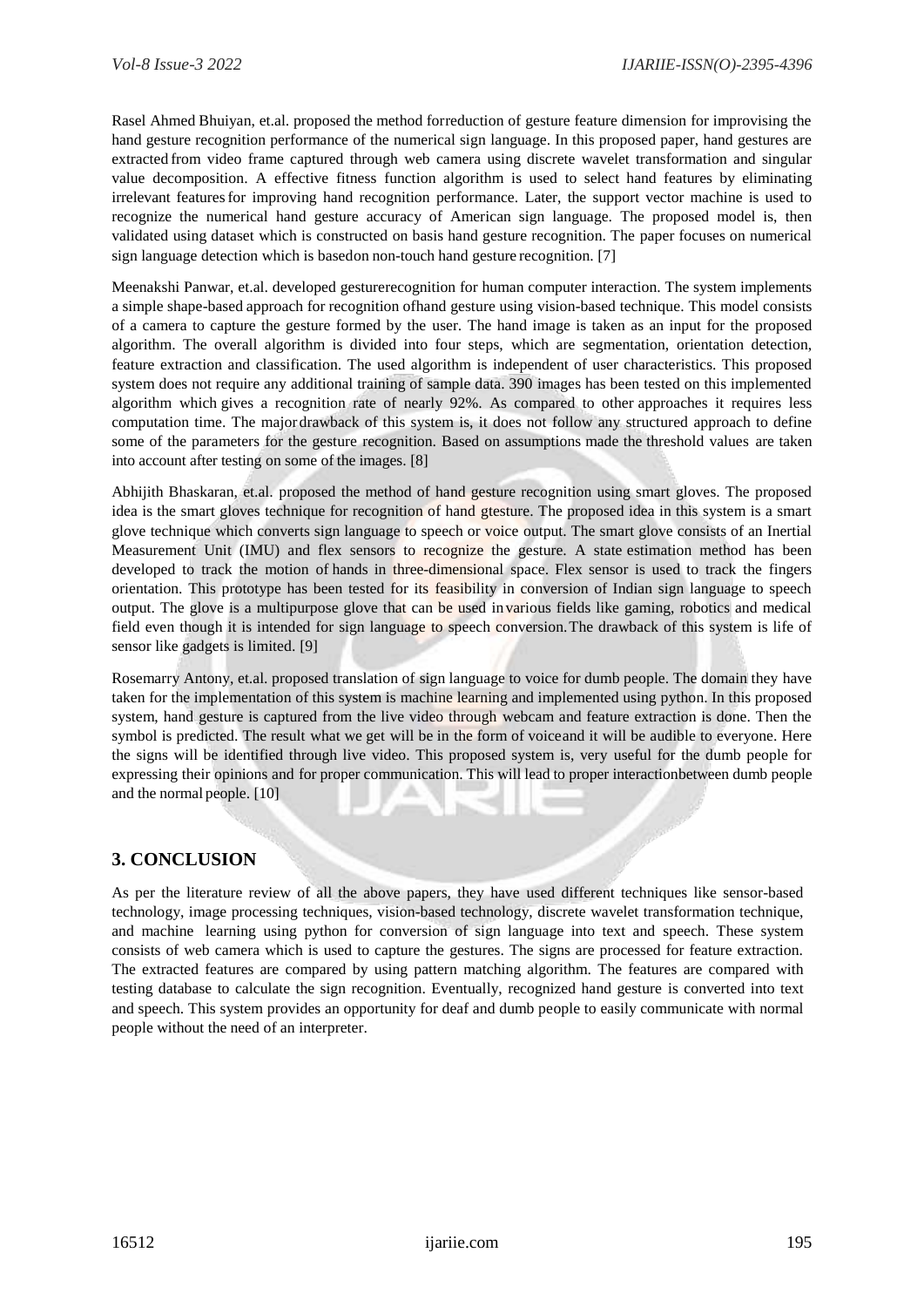Rasel Ahmed Bhuiyan, et.al. proposed the method forreduction of gesture feature dimension for improvising the hand gesture recognition performance of the numerical sign language. In this proposed paper, hand gestures are extracted from video frame captured through web camera using discrete wavelet transformation and singular value decomposition. A effective fitness function algorithm is used to select hand features by eliminating irrelevant features for improving hand recognition performance. Later, the support vector machine is used to recognize the numerical hand gesture accuracy of American sign language. The proposed model is, then validated using dataset which is constructed on basis hand gesture recognition. The paper focuses on numerical sign language detection which is basedon non-touch hand gesture recognition. [7]

Meenakshi Panwar, et.al. developed gesturerecognition for human computer interaction. The system implements a simple shape-based approach for recognition ofhand gesture using vision-based technique. This model consists of a camera to capture the gesture formed by the user. The hand image is taken as an input for the proposed algorithm. The overall algorithm is divided into four steps, which are segmentation, orientation detection, feature extraction and classification. The used algorithm is independent of user characteristics. This proposed system does not require any additional training of sample data. 390 images has been tested on this implemented algorithm which gives a recognition rate of nearly 92%. As compared to other approaches it requires less computation time. The major drawback of this system is, it does not follow any structured approach to define some of the parameters for the gesture recognition. Based on assumptions made the threshold values are taken into account after testing on some of the images. [8]

Abhijith Bhaskaran, et.al. proposed the method of hand gesture recognition using smart gloves. The proposed idea is the smart gloves technique for recognition of hand gtesture. The proposed idea in this system is a smart glove technique which converts sign language to speech or voice output. The smart glove consists of an Inertial Measurement Unit (IMU) and flex sensors to recognize the gesture. A state estimation method has been developed to track the motion of hands in three-dimensional space. Flex sensor is used to track the fingers orientation. This prototype has been tested for its feasibility in conversion of Indian sign language to speech output. The glove is a multipurpose glove that can be used invarious fields like gaming, robotics and medical field even though it is intended for sign language to speech conversion. The drawback of this system is life of sensor like gadgets is limited. [9]

Rosemarry Antony, et.al. proposed translation of sign language to voice for dumb people. The domain they have taken for the implementation of this system is machine learning and implemented using python. In this proposed system, hand gesture is captured from the live video through webcam and feature extraction is done. Then the symbol is predicted. The result what we get will be in the form of voiceand it will be audible to everyone. Here the signs will be identified through live video. This proposed system is, very useful for the dumb people for expressing their opinions and for proper communication. This will lead to proper interactionbetween dumb people and the normal people. [10]

## 3. CONCLUSION

As per the literature review of all the above papers, they have used different techniques like sensor-based technology, image processing techniques, vision-based technology, discrete wavelet transformation technique, and machine learning using python for conversion of sign language into text and speech. These system consists of web camera which is used to capture the gestures. The signs are processed for feature extraction. The extracted features are compared by using pattern matching algorithm. The features are compared with testing database to calculate the sign recognition. Eventually, recognized hand gesture is converted into text and speech. This system provides an opportunity for deaf and dumb people to easily communicate with normal people without the need of an interpreter.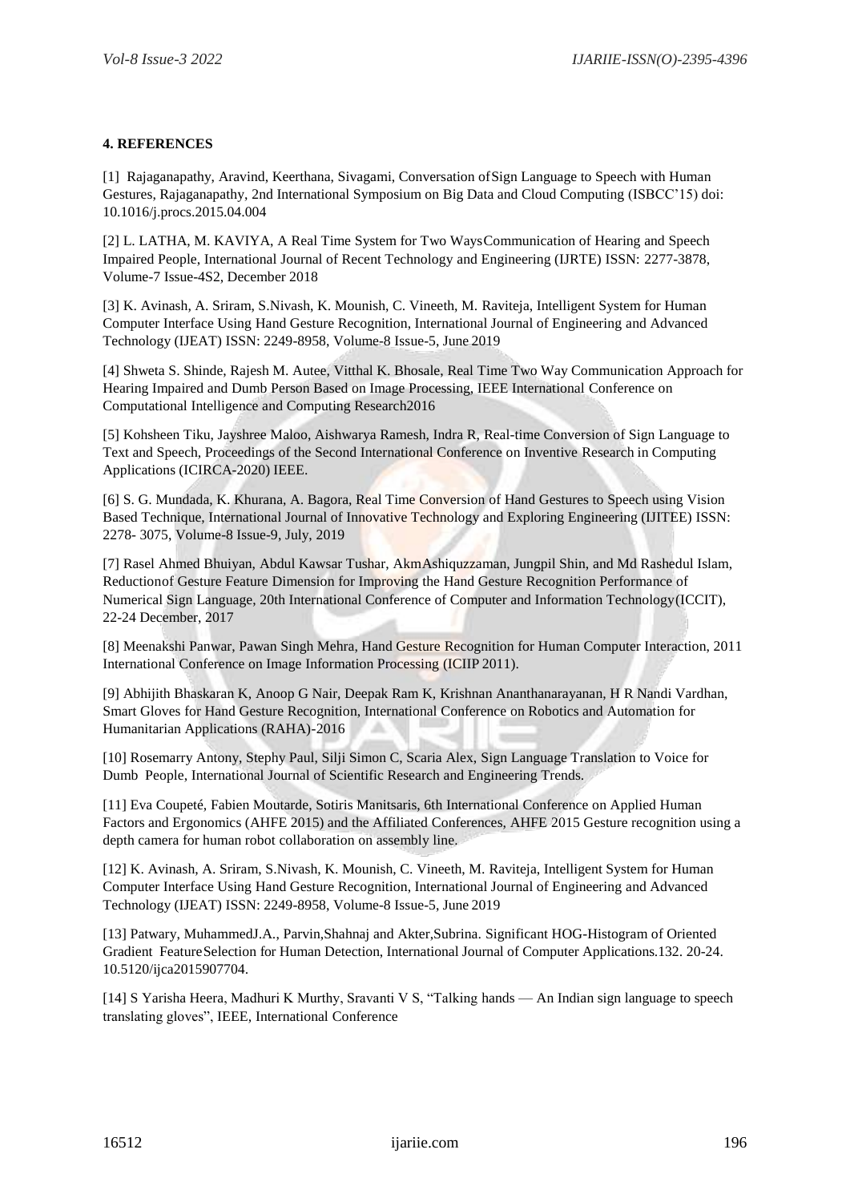#### 4. REFERENCES

[1] Rajaganapathy, Aravind, Keerthana, Sivagami, Conversation ofSign Language to Speech with Human Gestures, Rajaganapathy, 2nd International Symposium on Big Data and Cloud Computing (ISBCC'15) doi: 10.1016/j.procs.2015.04.004

[2] L. LATHA, M. KAVIYA, A Real Time System for Two WaysCommunication of Hearing and Speech Impaired People, International Journal of Recent Technology and Engineering (IJRTE) ISSN: 2277-3878, Volume-7 Issue-4S2, December 2018

[3] K. Avinash, A. Sriram, S.Nivash, K. Mounish, C. Vineeth, M. Raviteja, Intelligent System for Human Computer Interface Using Hand Gesture Recognition, International Journal of Engineering and Advanced Technology (IJEAT) ISSN: 2249-8958, Volume-8 Issue-5, June 2019

[4] Shweta S. Shinde, Rajesh M. Autee, Vitthal K. Bhosale, Real Time Two Way Communication Approach for Hearing Impaired and Dumb Person Based on Image Processing, IEEE International Conference on Computational Intelligence and Computing Research2016

[5] Kohsheen Tiku, Jayshree Maloo, Aishwarya Ramesh, Indra R, Real-time Conversion of Sign Language to Text and Speech, Proceedings of the Second International Conference on Inventive Research in Computing Applications (ICIRCA-2020) IEEE.

[6] S. G. Mundada, K. Khurana, A. Bagora, Real Time Conversion of Hand Gestures to Speech using Vision Based Technique, International Journal of Innovative Technology and Exploring Engineering (IJITEE) ISSN: 2278- 3075, Volume-8 Issue-9, July, 2019

[7] Rasel Ahmed Bhuiyan, Abdul Kawsar Tushar, AkmAshiquzzaman, Jungpil Shin, and Md Rashedul Islam, Reductionof Gesture Feature Dimension for Improving the Hand Gesture Recognition Performance of Numerical Sign Language, 20th International Conference of Computer and Information Technology(ICCIT), 22-24 December, 2017

[8] Meenakshi Panwar, Pawan Singh Mehra, Hand Gesture Recognition for Human Computer Interaction, 2011 International Conference on Image Information Processing (ICIIP 2011).

[9] Abhijith Bhaskaran K, Anoop G Nair, Deepak Ram K, Krishnan Ananthanarayanan, H R Nandi Vardhan, Smart Gloves for Hand Gesture Recognition, International Conference on Robotics and Automation for Humanitarian Applications (RAHA)-2016

[10] Rosemarry Antony, Stephy Paul, Silji Simon C, Scaria Alex, Sign Language Translation to Voice for Dumb People, International Journal of Scientific Research and Engineering Trends.

[11] Eva Coupeté, Fabien Moutarde, Sotiris Manitsaris, 6th International Conference on Applied Human Factors and Ergonomics (AHFE 2015) and the Affiliated Conferences, AHFE 2015 Gesture recognition using a depth camera for human robot collaboration on assembly line.

[12] K. Avinash, A. Sriram, S.Nivash, K. Mounish, C. Vineeth, M. Raviteja, Intelligent System for Human Computer Interface Using Hand Gesture Recognition, International Journal of Engineering and Advanced Technology (IJEAT) ISSN: 2249-8958, Volume-8 Issue-5, June 2019

[13] Patwary, MuhammedJ.A., Parvin,Shahnaj and Akter,Subrina. Significant HOG-Histogram of Oriented Gradient FeatureSelection for Human Detection, International Journal of Computer Applications.132. 20-24. 10.5120/ijca2015907704.

[14] S Yarisha Heera, Madhuri K Murthy, Sravanti V S, "Talking hands — An Indian sign language to speech translating gloves", IEEE, International Conference